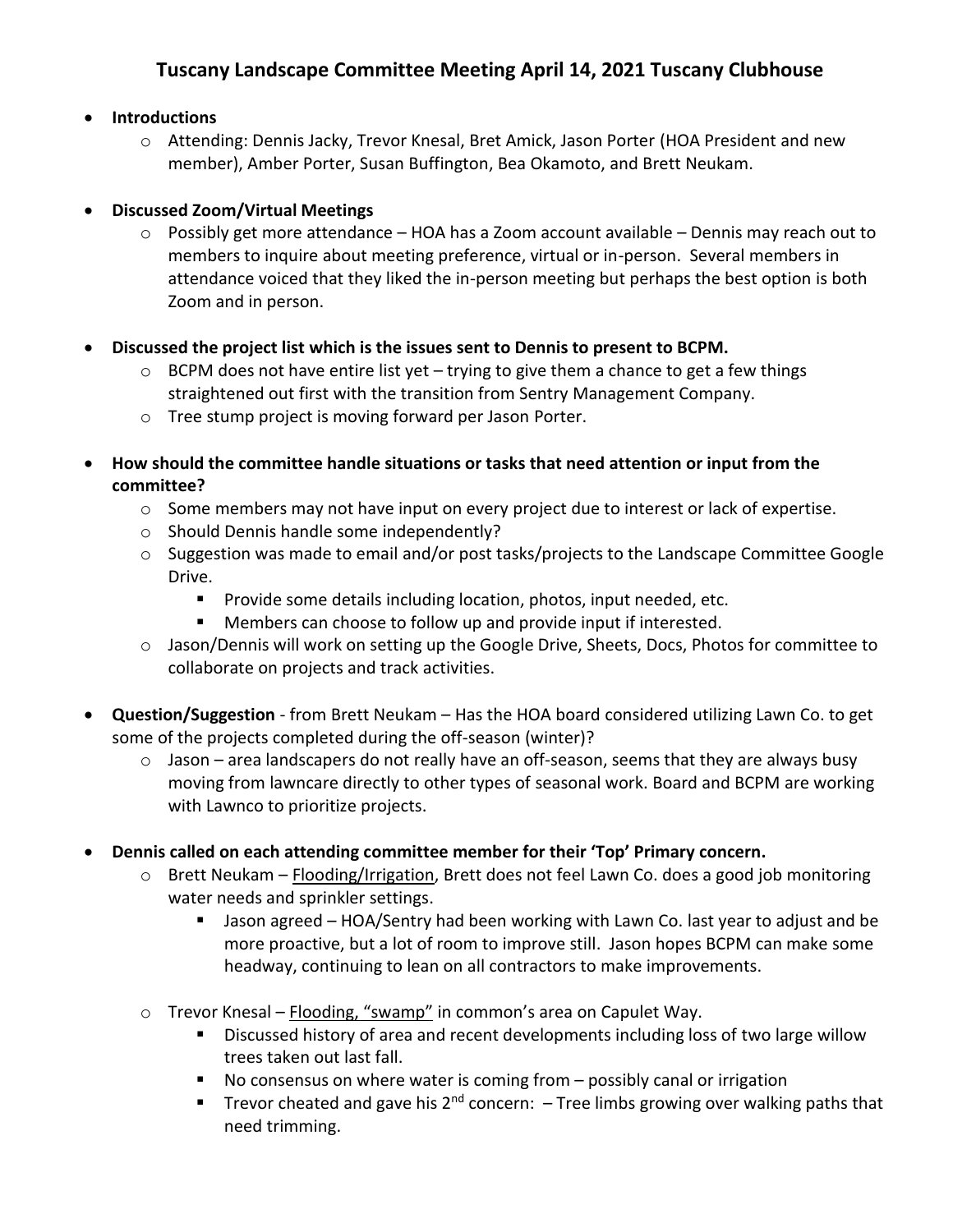# Tuscany Landscape Committee Meeting April 14, 2021 Tuscany Clubhouse

- **Introductions**
  - Attending: Dennis Jacky, Trevor Knesal, Bret Amick, Jason Porter (HOA President and new member), Amber Porter, Susan Buffington, Bea Okamoto, and Brett Neukam.

- **Discussed Zoom/Virtual Meetings**
  - Possibly get more attendance – HOA has a Zoom account available – Dennis may reach out to members to inquire about meeting preference, virtual or in-person. Several members in attendance voiced that they liked the in-person meeting but perhaps the best option is both Zoom and in person.

- **Discussed the project list which is the issues sent to Dennis to present to BCPM.**
  - BCPM does not have entire list yet – trying to give them a chance to get a few things straightened out first with the transition from Sentry Management Company.
  - Tree stump project is moving forward per Jason Porter.

- **How should the committee handle situations or tasks that need attention or input from the committee?**
  - Some members may not have input on every project due to interest or lack of expertise.
  - Should Dennis handle some independently?
  - Suggestion was made to email and/or post tasks/projects to the Landscape Committee Google Drive.
    - Provide some details including location, photos, input needed, etc.
    - Members can choose to follow up and provide input if interested.
  - Jason/Dennis will work on setting up the Google Drive, Sheets, Docs, Photos for committee to collaborate on projects and track activities.

- **Question/Suggestion** - from Brett Neukam – Has the HOA board considered utilizing Lawn Co. to get some of the projects completed during the off-season (winter)?
  - Jason – area landscapers do not really have an off-season, seems that they are always busy moving from lawncare directly to other types of seasonal work. Board and BCPM are working with Lawnco to prioritize projects.

- **Dennis called on each attending committee member for their 'Top' Primary concern.**
  - Brett Neukam – <u>Flooding/Irrigation</u>, Brett does not feel Lawn Co. does a good job monitoring water needs and sprinkler settings.
    - Jason agreed – HOA/Sentry had been working with Lawn Co. last year to adjust and be more proactive, but a lot of room to improve still. Jason hopes BCPM can make some headway, continuing to lean on all contractors to make improvements.
  - Trevor Knesal – <u>Flooding, "swamp"</u> in common's area on Capulet Way.
    - Discussed history of area and recent developments including loss of two large willow trees taken out last fall.
    - No consensus on where water is coming from – possibly canal or irrigation
    - Trevor cheated and gave his 2nd concern: – Tree limbs growing over walking paths that need trimming.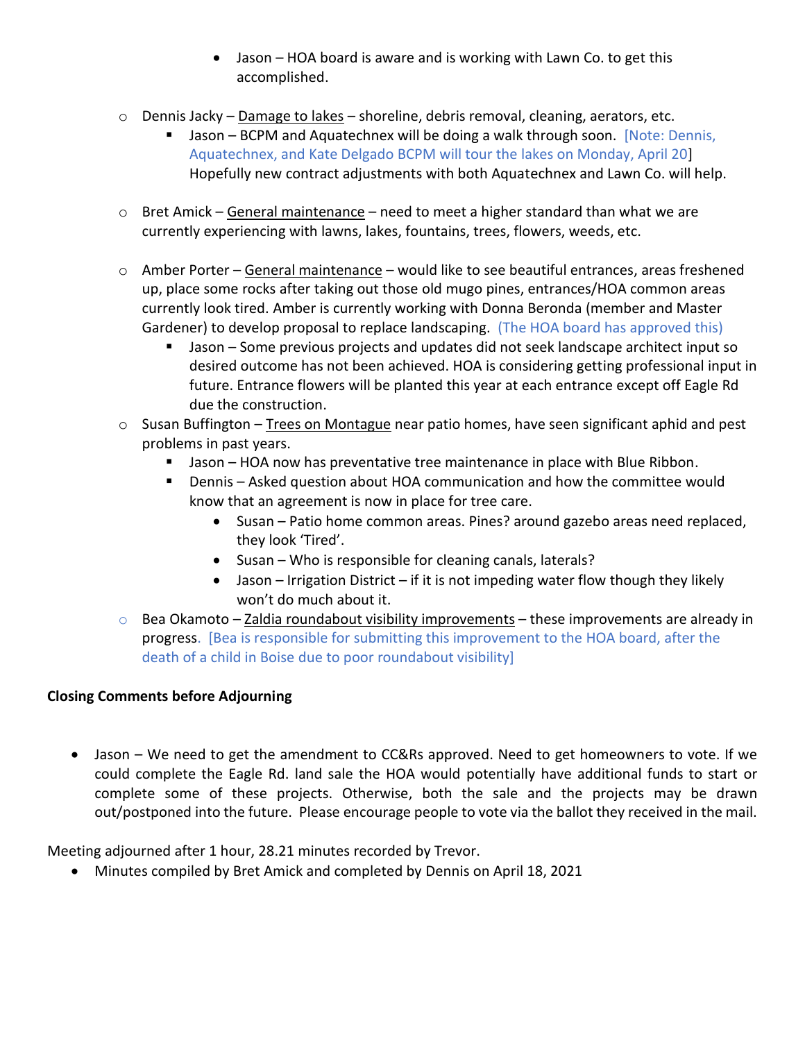- Jason – HOA board is aware and is working with Lawn Co. to get this accomplished.

- Dennis Jacky – Damage to lakes – shoreline, debris removal, cleaning, aerators, etc.
    - Jason – BCPM and Aquatechnex will be doing a walk through soon. [Note: Dennis, Aquatechnex, and Kate Delgado BCPM will tour the lakes on Monday, April 20] Hopefully new contract adjustments with both Aquatechnex and Lawn Co. will help.

- Bret Amick – General maintenance – need to meet a higher standard than what we are currently experiencing with lawns, lakes, fountains, trees, flowers, weeds, etc.

- Amber Porter – General maintenance – would like to see beautiful entrances, areas freshened up, place some rocks after taking out those old mugo pines, entrances/HOA common areas currently look tired. Amber is currently working with Donna Beronda (member and Master Gardener) to develop proposal to replace landscaping. (The HOA board has approved this)
    - Jason – Some previous projects and updates did not seek landscape architect input so desired outcome has not been achieved. HOA is considering getting professional input in future. Entrance flowers will be planted this year at each entrance except off Eagle Rd due the construction.
- Susan Buffington – Trees on Montague near patio homes, have seen significant aphid and pest problems in past years.
    - Jason – HOA now has preventative tree maintenance in place with Blue Ribbon.
    - Dennis – Asked question about HOA communication and how the committee would know that an agreement is now in place for tree care.
        - Susan – Patio home common areas. Pines? around gazebo areas need replaced, they look 'Tired'.
        - Susan – Who is responsible for cleaning canals, laterals?
        - Jason – Irrigation District – if it is not impeding water flow though they likely won't do much about it.
- Bea Okamoto – Zaldia roundabout visibility improvements – these improvements are already in progress. [Bea is responsible for submitting this improvement to the HOA board, after the death of a child in Boise due to poor roundabout visibility]

**Closing Comments before Adjourning**

- Jason – We need to get the amendment to CC&Rs approved. Need to get homeowners to vote. If we could complete the Eagle Rd. land sale the HOA would potentially have additional funds to start or complete some of these projects. Otherwise, both the sale and the projects may be drawn out/postponed into the future. Please encourage people to vote via the ballot they received in the mail.

Meeting adjourned after 1 hour, 28.21 minutes recorded by Trevor.

- Minutes compiled by Bret Amick and completed by Dennis on April 18, 2021